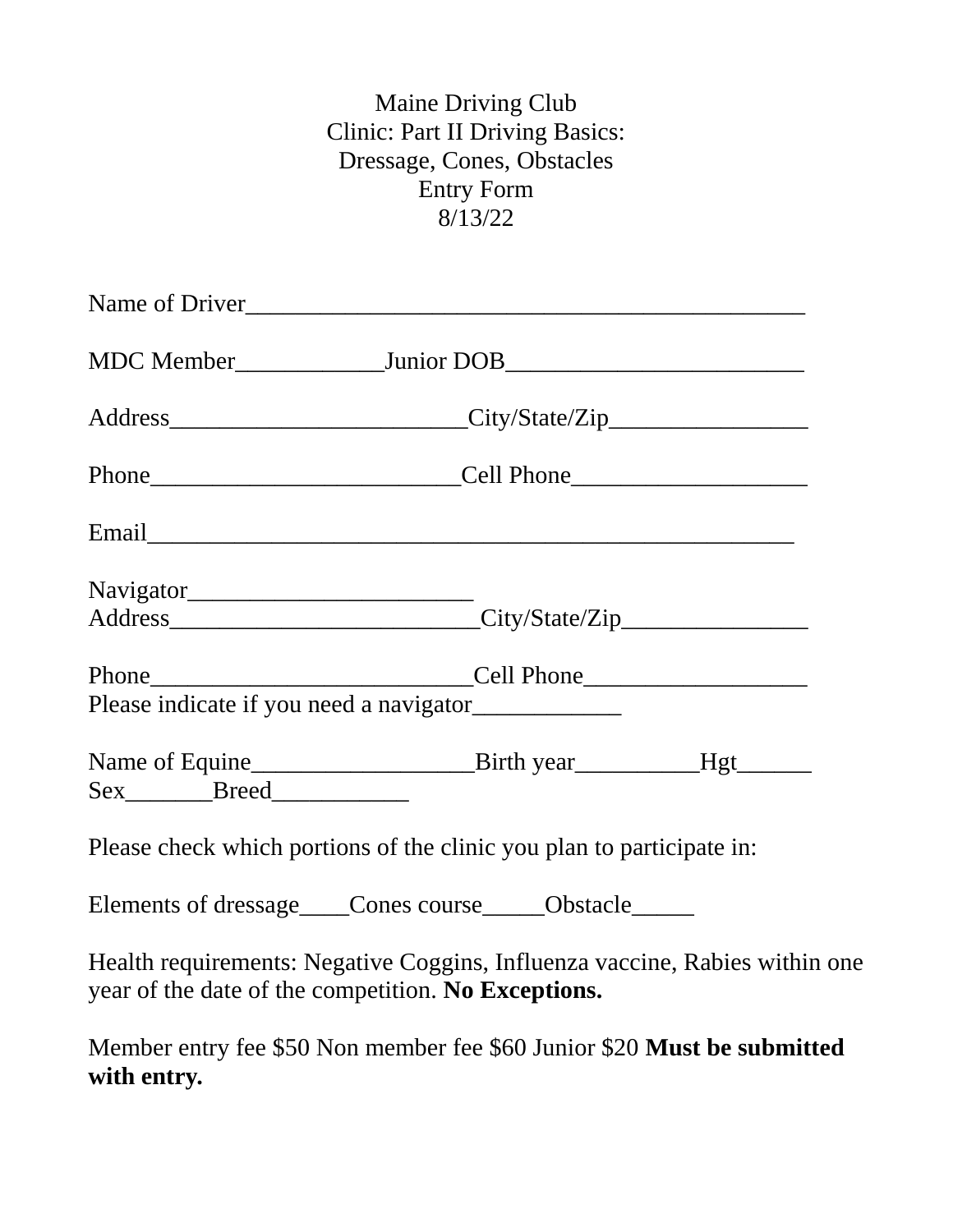Maine Driving Club
Clinic: Part II Driving Basics:
Dressage, Cones, Obstacles
Entry Form
8/13/22

Name of Driver_______________________________________________

MDC Member____________Junior DOB_________________________

Address________________________City/State/Zip________________

Phone__________________________Cell Phone___________________

Email______________________________________________________

Navigator________________________
Address__________________________City/State/Zip_______________

Phone___________________________Cell Phone__________________
Please indicate if you need a navigator____________

Name of Equine__________________Birth year__________Hgt______
Sex_______Breed___________

Please check which portions of the clinic you plan to participate in:

Elements of dressage____Cones course_____Obstacle_____

Health requirements: Negative Coggins, Influenza vaccine, Rabies within one year of the date of the competition. **No Exceptions.**

Member entry fee $50 Non member fee $60 Junior $20 **Must be submitted with entry.**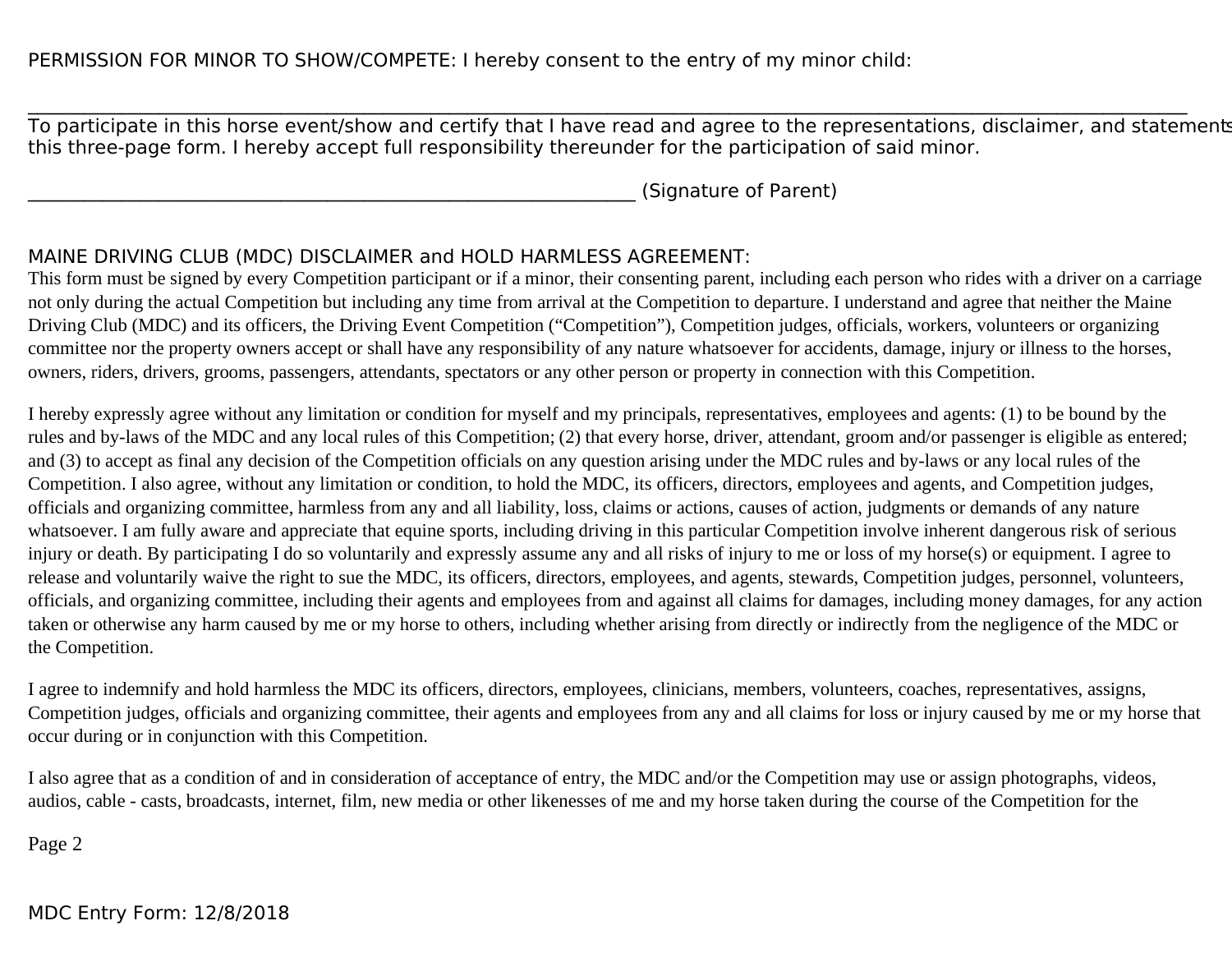PERMISSION FOR MINOR TO SHOW/COMPETE: I hereby consent to the entry of my minor child:

________________________________________________________________________________________________________

To participate in this horse event/show and certify that I have read and agree to the representations, disclaimer, and statements this three-page form. I hereby accept full responsibility thereunder for the participation of said minor.

_______________________________________________________________ (Signature of Parent)

MAINE DRIVING CLUB (MDC) DISCLAIMER and HOLD HARMLESS AGREEMENT:

This form must be signed by every Competition participant or if a minor, their consenting parent, including each person who rides with a driver on a carriage not only during the actual Competition but including any time from arrival at the Competition to departure. I understand and agree that neither the Maine Driving Club (MDC) and its officers, the Driving Event Competition ("Competition"), Competition judges, officials, workers, volunteers or organizing committee nor the property owners accept or shall have any responsibility of any nature whatsoever for accidents, damage, injury or illness to the horses, owners, riders, drivers, grooms, passengers, attendants, spectators or any other person or property in connection with this Competition.

I hereby expressly agree without any limitation or condition for myself and my principals, representatives, employees and agents: (1) to be bound by the rules and by-laws of the MDC and any local rules of this Competition; (2) that every horse, driver, attendant, groom and/or passenger is eligible as entered; and (3) to accept as final any decision of the Competition officials on any question arising under the MDC rules and by-laws or any local rules of the Competition. I also agree, without any limitation or condition, to hold the MDC, its officers, directors, employees and agents, and Competition judges, officials and organizing committee, harmless from any and all liability, loss, claims or actions, causes of action, judgments or demands of any nature whatsoever. I am fully aware and appreciate that equine sports, including driving in this particular Competition involve inherent dangerous risk of serious injury or death. By participating I do so voluntarily and expressly assume any and all risks of injury to me or loss of my horse(s) or equipment. I agree to release and voluntarily waive the right to sue the MDC, its officers, directors, employees, and agents, stewards, Competition judges, personnel, volunteers, officials, and organizing committee, including their agents and employees from and against all claims for damages, including money damages, for any action taken or otherwise any harm caused by me or my horse to others, including whether arising from directly or indirectly from the negligence of the MDC or the Competition.

I agree to indemnify and hold harmless the MDC its officers, directors, employees, clinicians, members, volunteers, coaches, representatives, assigns, Competition judges, officials and organizing committee, their agents and employees from any and all claims for loss or injury caused by me or my horse that occur during or in conjunction with this Competition.

I also agree that as a condition of and in consideration of acceptance of entry, the MDC and/or the Competition may use or assign photographs, videos, audios, cable - casts, broadcasts, internet, film, new media or other likenesses of me and my horse taken during the course of the Competition for the

MDC Entry Form: 12/8/2018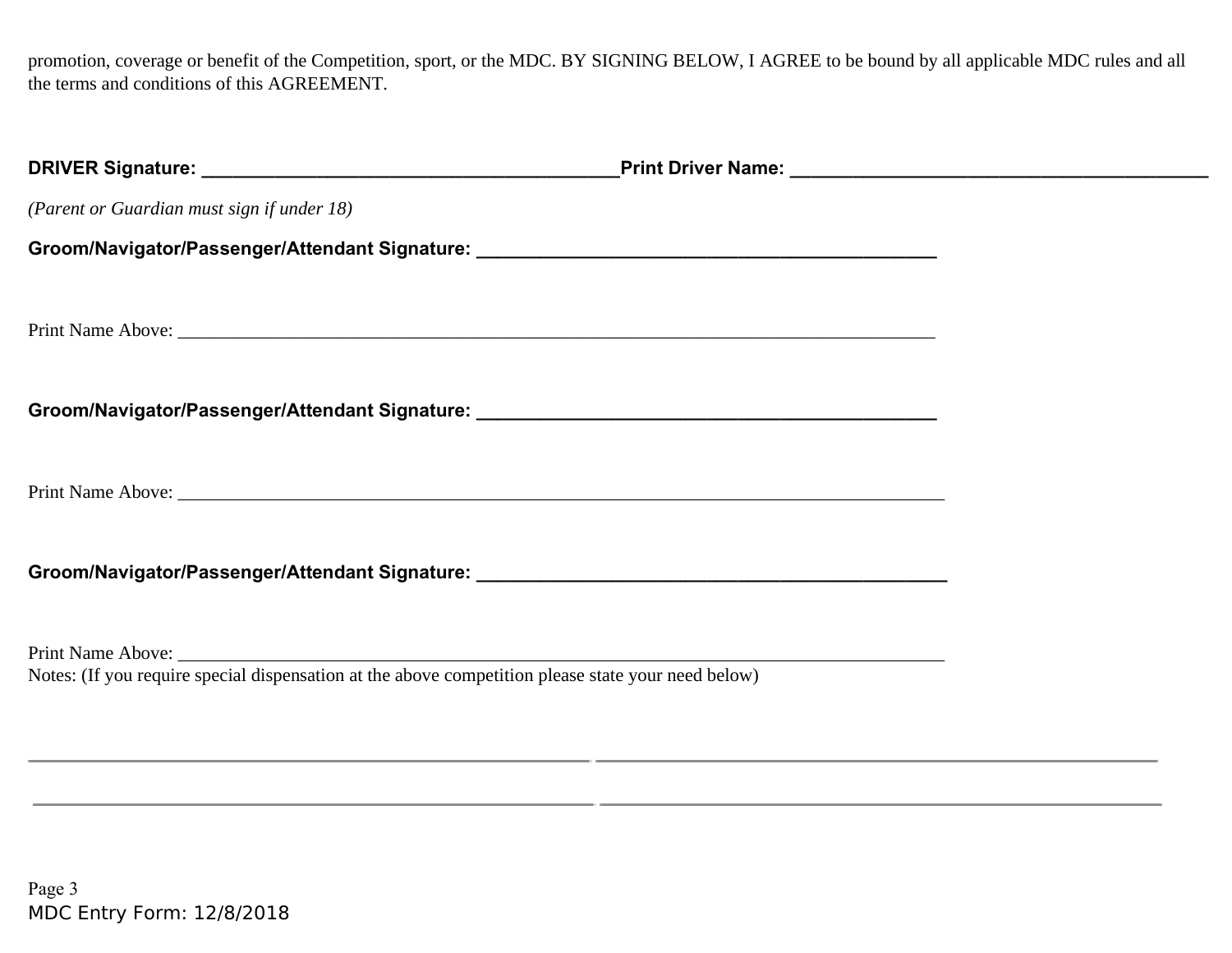promotion, coverage or benefit of the Competition, sport, or the MDC. BY SIGNING BELOW, I AGREE to be bound by all applicable MDC rules and all the terms and conditions of this AGREEMENT.

**DRIVER Signature: ________________________________________Print Driver Name: ________________________________________**

*(Parent or Guardian must sign if under 18)*

**Groom/Navigator/Passenger/Attendant Signature: ____________________________________________**

Print Name Above: ________________________________________________________________________________

**Groom/Navigator/Passenger/Attendant Signature: ____________________________________________**

Print Name Above: ________________________________________________________________________________

**Groom/Navigator/Passenger/Attendant Signature: ____________________________________________**

Print Name Above: ________________________________________________________________________________

Notes: (If you require special dispensation at the above competition please state your need below)

________________________________________________________________________________________________

________________________________________________________________________________________________

MDC Entry Form: 12/8/2018